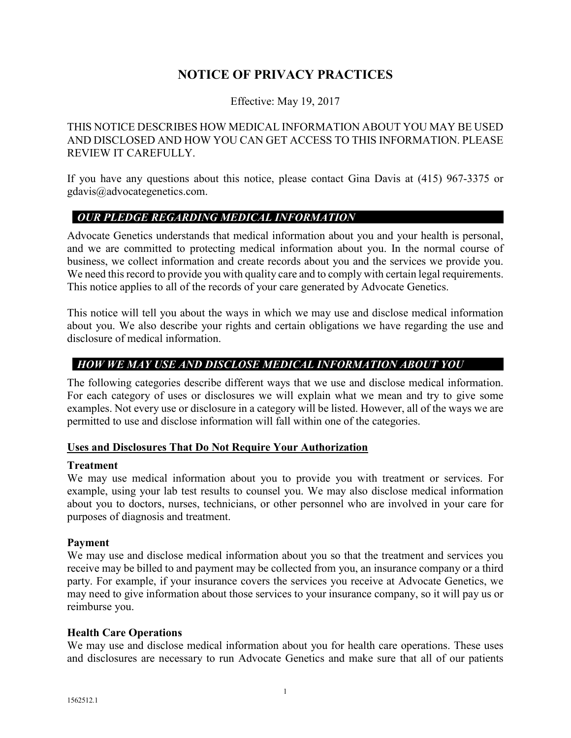# NOTICE OF PRIVACY PRACTICES

Effective: May 19, 2017

THIS NOTICE DESCRIBES HOW MEDICAL INFORMATION ABOUT YOU MAY BE USED AND DISCLOSED AND HOW YOU CAN GET ACCESS TO THIS INFORMATION. PLEASE REVIEW IT CAREFULLY.

If you have any questions about this notice, please contact Gina Davis at (415) 967-3375 or gdavis@advocategenetics.com.

## *OUR PLEDGE REGARDING MEDICAL INFORMATION*

Advocate Genetics understands that medical information about you and your health is personal, and we are committed to protecting medical information about you. In the normal course of business, we collect information and create records about you and the services we provide you. We need this record to provide you with quality care and to comply with certain legal requirements. This notice applies to all of the records of your care generated by Advocate Genetics.

This notice will tell you about the ways in which we may use and disclose medical information about you. We also describe your rights and certain obligations we have regarding the use and disclosure of medical information.

## *HOW WE MAY USE AND DISCLOSE MEDICAL INFORMATION ABOUT YOU*

The following categories describe different ways that we use and disclose medical information. For each category of uses or disclosures we will explain what we mean and try to give some examples. Not every use or disclosure in a category will be listed. However, all of the ways we are permitted to use and disclose information will fall within one of the categories.

### Uses and Disclosures That Do Not Require Your Authorization

**Treatment**
We may use medical information about you to provide you with treatment or services. For example, using your lab test results to counsel you. We may also disclose medical information about you to doctors, nurses, technicians, or other personnel who are involved in your care for purposes of diagnosis and treatment.

**Payment**
We may use and disclose medical information about you so that the treatment and services you receive may be billed to and payment may be collected from you, an insurance company or a third party. For example, if your insurance covers the services you receive at Advocate Genetics, we may need to give information about those services to your insurance company, so it will pay us or reimburse you.

**Health Care Operations**
We may use and disclose medical information about you for health care operations. These uses and disclosures are necessary to run Advocate Genetics and make sure that all of our patients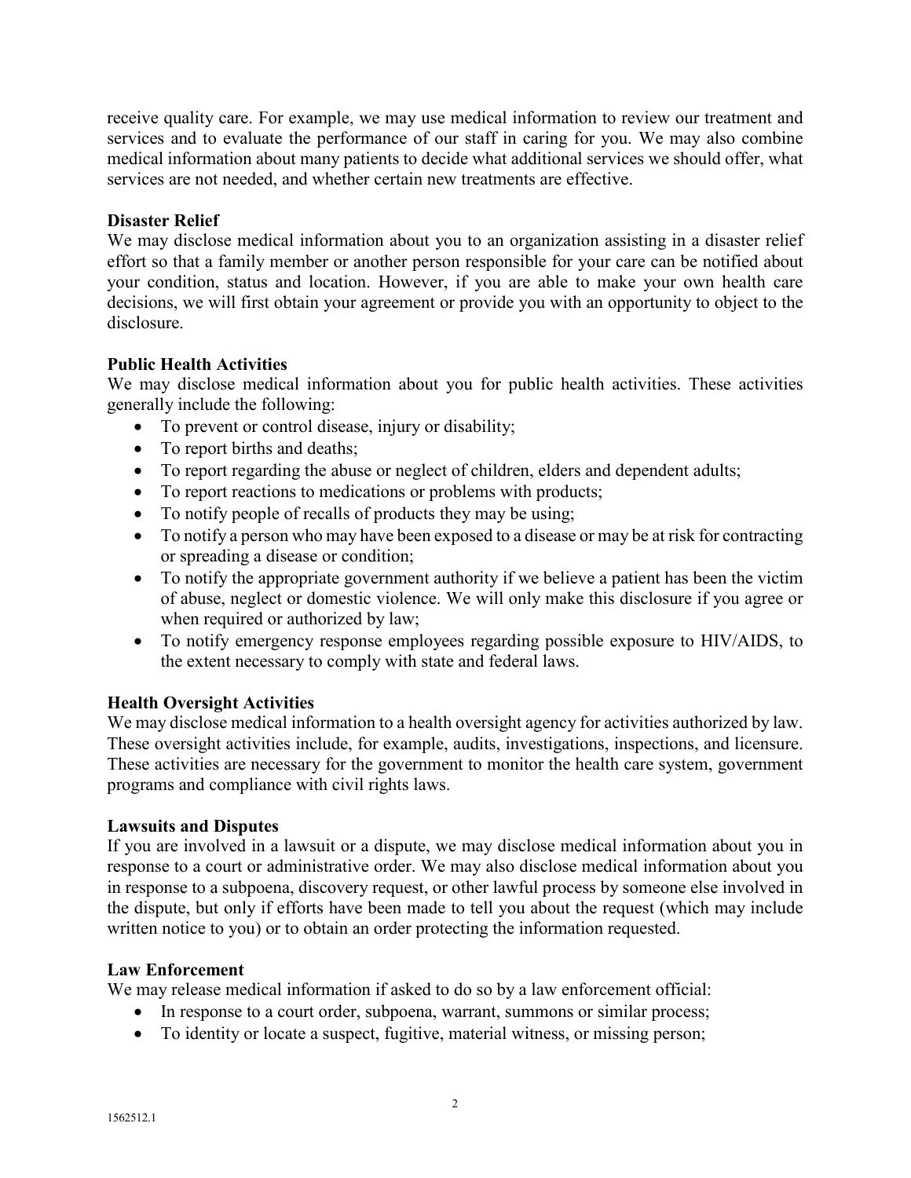receive quality care. For example, we may use medical information to review our treatment and services and to evaluate the performance of our staff in caring for you. We may also combine medical information about many patients to decide what additional services we should offer, what services are not needed, and whether certain new treatments are effective.

**Disaster Relief**
We may disclose medical information about you to an organization assisting in a disaster relief effort so that a family member or another person responsible for your care can be notified about your condition, status and location. However, if you are able to make your own health care decisions, we will first obtain your agreement or provide you with an opportunity to object to the disclosure.

**Public Health Activities**
We may disclose medical information about you for public health activities. These activities generally include the following:

- To prevent or control disease, injury or disability;
- To report births and deaths;
- To report regarding the abuse or neglect of children, elders and dependent adults;
- To report reactions to medications or problems with products;
- To notify people of recalls of products they may be using;
- To notify a person who may have been exposed to a disease or may be at risk for contracting or spreading a disease or condition;
- To notify the appropriate government authority if we believe a patient has been the victim of abuse, neglect or domestic violence. We will only make this disclosure if you agree or when required or authorized by law;
- To notify emergency response employees regarding possible exposure to HIV/AIDS, to the extent necessary to comply with state and federal laws.

**Health Oversight Activities**
We may disclose medical information to a health oversight agency for activities authorized by law. These oversight activities include, for example, audits, investigations, inspections, and licensure. These activities are necessary for the government to monitor the health care system, government programs and compliance with civil rights laws.

**Lawsuits and Disputes**
If you are involved in a lawsuit or a dispute, we may disclose medical information about you in response to a court or administrative order. We may also disclose medical information about you in response to a subpoena, discovery request, or other lawful process by someone else involved in the dispute, but only if efforts have been made to tell you about the request (which may include written notice to you) or to obtain an order protecting the information requested.

**Law Enforcement**
We may release medical information if asked to do so by a law enforcement official:

- In response to a court order, subpoena, warrant, summons or similar process;
- To identity or locate a suspect, fugitive, material witness, or missing person;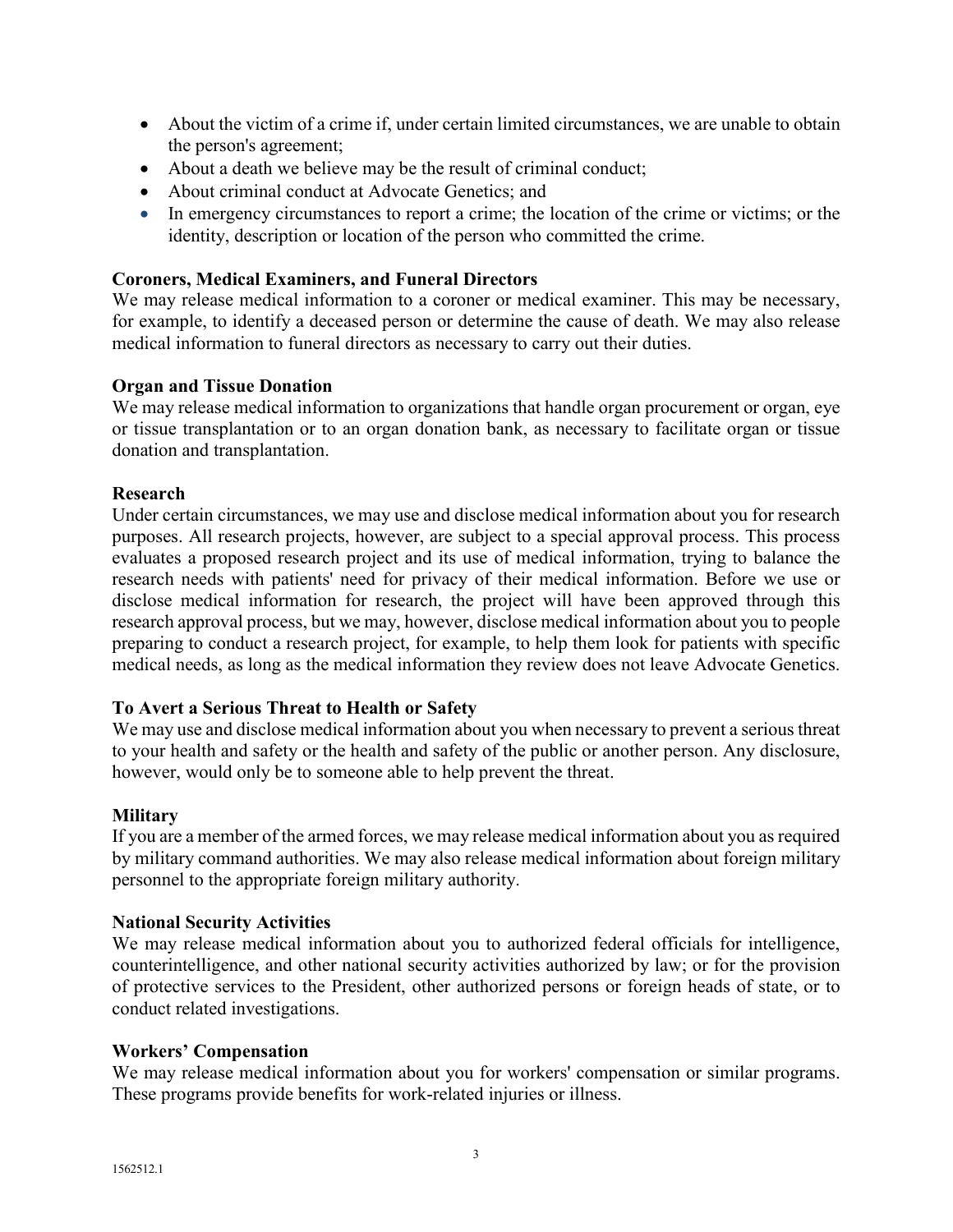- About the victim of a crime if, under certain limited circumstances, we are unable to obtain the person's agreement;
- About a death we believe may be the result of criminal conduct;
- About criminal conduct at Advocate Genetics; and
- In emergency circumstances to report a crime; the location of the crime or victims; or the identity, description or location of the person who committed the crime.

**Coroners, Medical Examiners, and Funeral Directors**
We may release medical information to a coroner or medical examiner. This may be necessary, for example, to identify a deceased person or determine the cause of death. We may also release medical information to funeral directors as necessary to carry out their duties.

**Organ and Tissue Donation**
We may release medical information to organizations that handle organ procurement or organ, eye or tissue transplantation or to an organ donation bank, as necessary to facilitate organ or tissue donation and transplantation.

**Research**
Under certain circumstances, we may use and disclose medical information about you for research purposes. All research projects, however, are subject to a special approval process. This process evaluates a proposed research project and its use of medical information, trying to balance the research needs with patients' need for privacy of their medical information. Before we use or disclose medical information for research, the project will have been approved through this research approval process, but we may, however, disclose medical information about you to people preparing to conduct a research project, for example, to help them look for patients with specific medical needs, as long as the medical information they review does not leave Advocate Genetics.

**To Avert a Serious Threat to Health or Safety**
We may use and disclose medical information about you when necessary to prevent a serious threat to your health and safety or the health and safety of the public or another person. Any disclosure, however, would only be to someone able to help prevent the threat.

**Military**
If you are a member of the armed forces, we may release medical information about you as required by military command authorities. We may also release medical information about foreign military personnel to the appropriate foreign military authority.

**National Security Activities**
We may release medical information about you to authorized federal officials for intelligence, counterintelligence, and other national security activities authorized by law; or for the provision of protective services to the President, other authorized persons or foreign heads of state, or to conduct related investigations.

**Workers' Compensation**
We may release medical information about you for workers' compensation or similar programs. These programs provide benefits for work-related injuries or illness.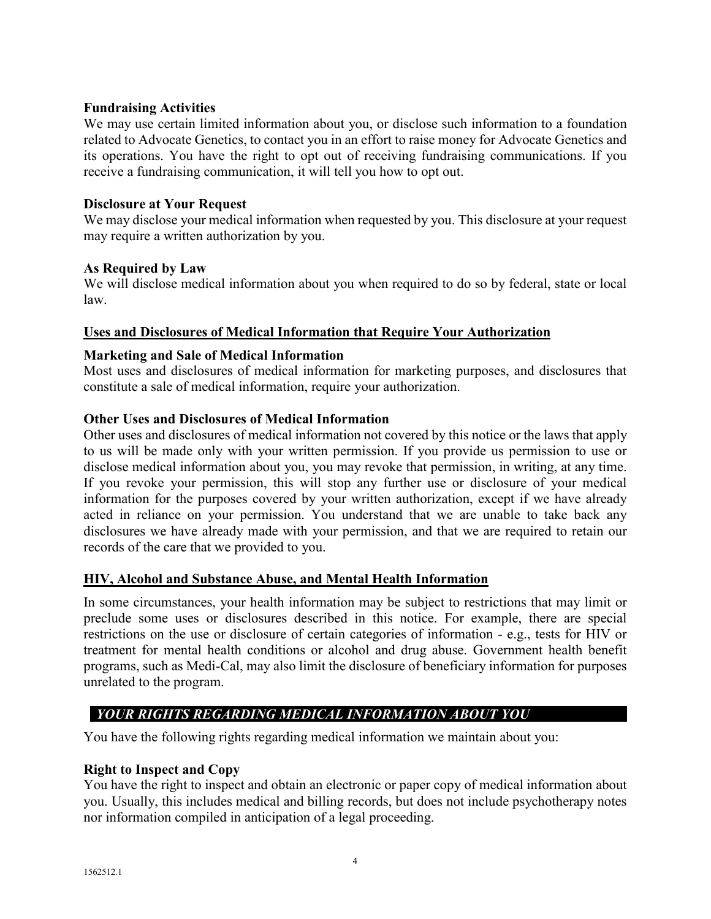### Fundraising Activities

We may use certain limited information about you, or disclose such information to a foundation related to Advocate Genetics, to contact you in an effort to raise money for Advocate Genetics and its operations. You have the right to opt out of receiving fundraising communications. If you receive a fundraising communication, it will tell you how to opt out.

### Disclosure at Your Request

We may disclose your medical information when requested by you. This disclosure at your request may require a written authorization by you.

### As Required by Law

We will disclose medical information about you when required to do so by federal, state or local law.

## <u>Uses and Disclosures of Medical Information that Require Your Authorization</u>

### Marketing and Sale of Medical Information

Most uses and disclosures of medical information for marketing purposes, and disclosures that constitute a sale of medical information, require your authorization.

### Other Uses and Disclosures of Medical Information

Other uses and disclosures of medical information not covered by this notice or the laws that apply to us will be made only with your written permission. If you provide us permission to use or disclose medical information about you, you may revoke that permission, in writing, at any time. If you revoke your permission, this will stop any further use or disclosure of your medical information for the purposes covered by your written authorization, except if we have already acted in reliance on your permission. You understand that we are unable to take back any disclosures we have already made with your permission, and that we are required to retain our records of the care that we provided to you.

## <u>HIV, Alcohol and Substance Abuse, and Mental Health Information</u>

In some circumstances, your health information may be subject to restrictions that may limit or preclude some uses or disclosures described in this notice. For example, there are special restrictions on the use or disclosure of certain categories of information - e.g., tests for HIV or treatment for mental health conditions or alcohol and drug abuse. Government health benefit programs, such as Medi-Cal, may also limit the disclosure of beneficiary information for purposes unrelated to the program.

## *YOUR RIGHTS REGARDING MEDICAL INFORMATION ABOUT YOU*

You have the following rights regarding medical information we maintain about you:

### Right to Inspect and Copy

You have the right to inspect and obtain an electronic or paper copy of medical information about you. Usually, this includes medical and billing records, but does not include psychotherapy notes nor information compiled in anticipation of a legal proceeding.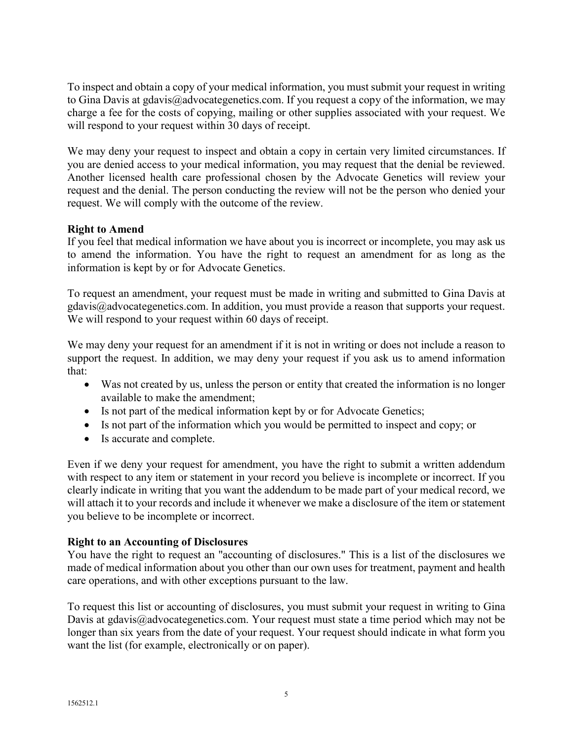To inspect and obtain a copy of your medical information, you must submit your request in writing to Gina Davis at gdavis@advocategenetics.com. If you request a copy of the information, we may charge a fee for the costs of copying, mailing or other supplies associated with your request. We will respond to your request within 30 days of receipt.

We may deny your request to inspect and obtain a copy in certain very limited circumstances. If you are denied access to your medical information, you may request that the denial be reviewed. Another licensed health care professional chosen by the Advocate Genetics will review your request and the denial. The person conducting the review will not be the person who denied your request. We will comply with the outcome of the review.

**Right to Amend**

If you feel that medical information we have about you is incorrect or incomplete, you may ask us to amend the information. You have the right to request an amendment for as long as the information is kept by or for Advocate Genetics.

To request an amendment, your request must be made in writing and submitted to Gina Davis at gdavis@advocategenetics.com. In addition, you must provide a reason that supports your request. We will respond to your request within 60 days of receipt.

We may deny your request for an amendment if it is not in writing or does not include a reason to support the request. In addition, we may deny your request if you ask us to amend information that:

- Was not created by us, unless the person or entity that created the information is no longer available to make the amendment;
- Is not part of the medical information kept by or for Advocate Genetics;
- Is not part of the information which you would be permitted to inspect and copy; or
- Is accurate and complete.

Even if we deny your request for amendment, you have the right to submit a written addendum with respect to any item or statement in your record you believe is incomplete or incorrect. If you clearly indicate in writing that you want the addendum to be made part of your medical record, we will attach it to your records and include it whenever we make a disclosure of the item or statement you believe to be incomplete or incorrect.

**Right to an Accounting of Disclosures**

You have the right to request an "accounting of disclosures." This is a list of the disclosures we made of medical information about you other than our own uses for treatment, payment and health care operations, and with other exceptions pursuant to the law.

To request this list or accounting of disclosures, you must submit your request in writing to Gina Davis at gdavis@advocategenetics.com. Your request must state a time period which may not be longer than six years from the date of your request. Your request should indicate in what form you want the list (for example, electronically or on paper).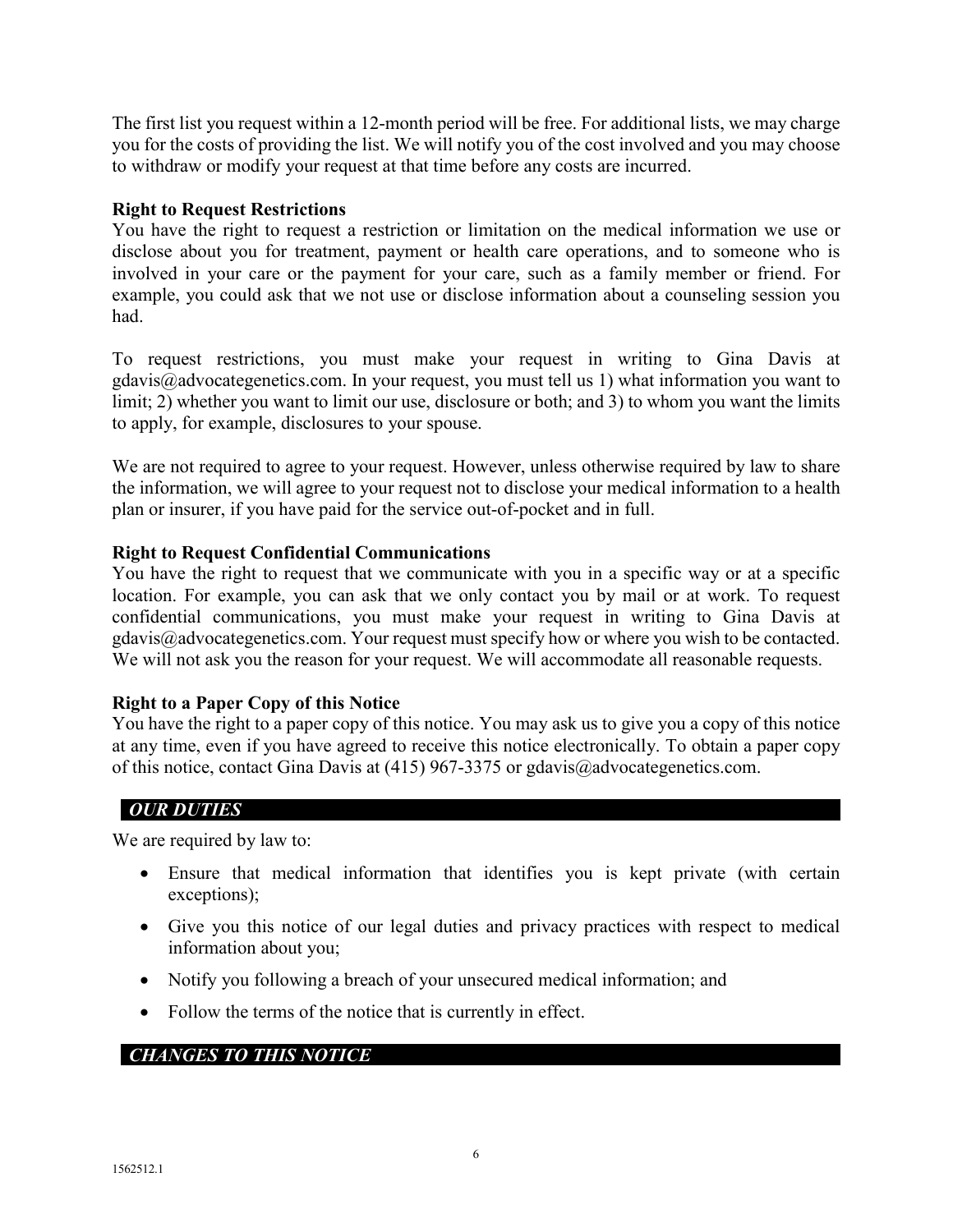The first list you request within a 12-month period will be free. For additional lists, we may charge you for the costs of providing the list. We will notify you of the cost involved and you may choose to withdraw or modify your request at that time before any costs are incurred.

**Right to Request Restrictions**
You have the right to request a restriction or limitation on the medical information we use or disclose about you for treatment, payment or health care operations, and to someone who is involved in your care or the payment for your care, such as a family member or friend. For example, you could ask that we not use or disclose information about a counseling session you had.

To request restrictions, you must make your request in writing to Gina Davis at gdavis@advocategenetics.com. In your request, you must tell us 1) what information you want to limit; 2) whether you want to limit our use, disclosure or both; and 3) to whom you want the limits to apply, for example, disclosures to your spouse.

We are not required to agree to your request. However, unless otherwise required by law to share the information, we will agree to your request not to disclose your medical information to a health plan or insurer, if you have paid for the service out-of-pocket and in full.

**Right to Request Confidential Communications**
You have the right to request that we communicate with you in a specific way or at a specific location. For example, you can ask that we only contact you by mail or at work. To request confidential communications, you must make your request in writing to Gina Davis at gdavis@advocategenetics.com. Your request must specify how or where you wish to be contacted. We will not ask you the reason for your request. We will accommodate all reasonable requests.

**Right to a Paper Copy of this Notice**
You have the right to a paper copy of this notice. You may ask us to give you a copy of this notice at any time, even if you have agreed to receive this notice electronically. To obtain a paper copy of this notice, contact Gina Davis at (415) 967-3375 or gdavis@advocategenetics.com.

## ***OUR DUTIES***

We are required by law to:

- Ensure that medical information that identifies you is kept private (with certain exceptions);
- Give you this notice of our legal duties and privacy practices with respect to medical information about you;
- Notify you following a breach of your unsecured medical information; and
- Follow the terms of the notice that is currently in effect.

## ***CHANGES TO THIS NOTICE***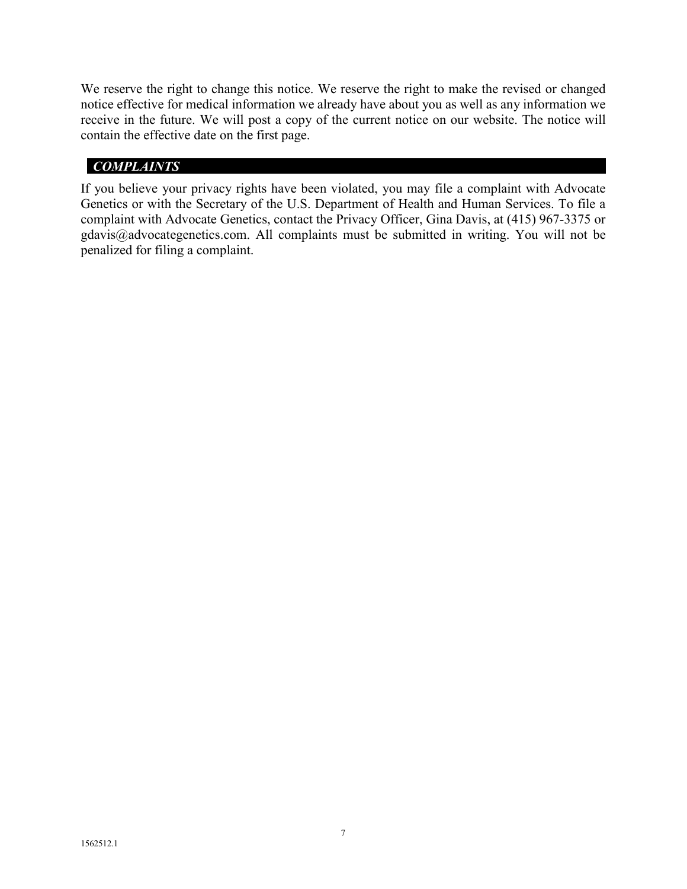We reserve the right to change this notice. We reserve the right to make the revised or changed notice effective for medical information we already have about you as well as any information we receive in the future. We will post a copy of the current notice on our website. The notice will contain the effective date on the first page.

## ***COMPLAINTS***

If you believe your privacy rights have been violated, you may file a complaint with Advocate Genetics or with the Secretary of the U.S. Department of Health and Human Services. To file a complaint with Advocate Genetics, contact the Privacy Officer, Gina Davis, at (415) 967-3375 or gdavis@advocategenetics.com. All complaints must be submitted in writing. You will not be penalized for filing a complaint.